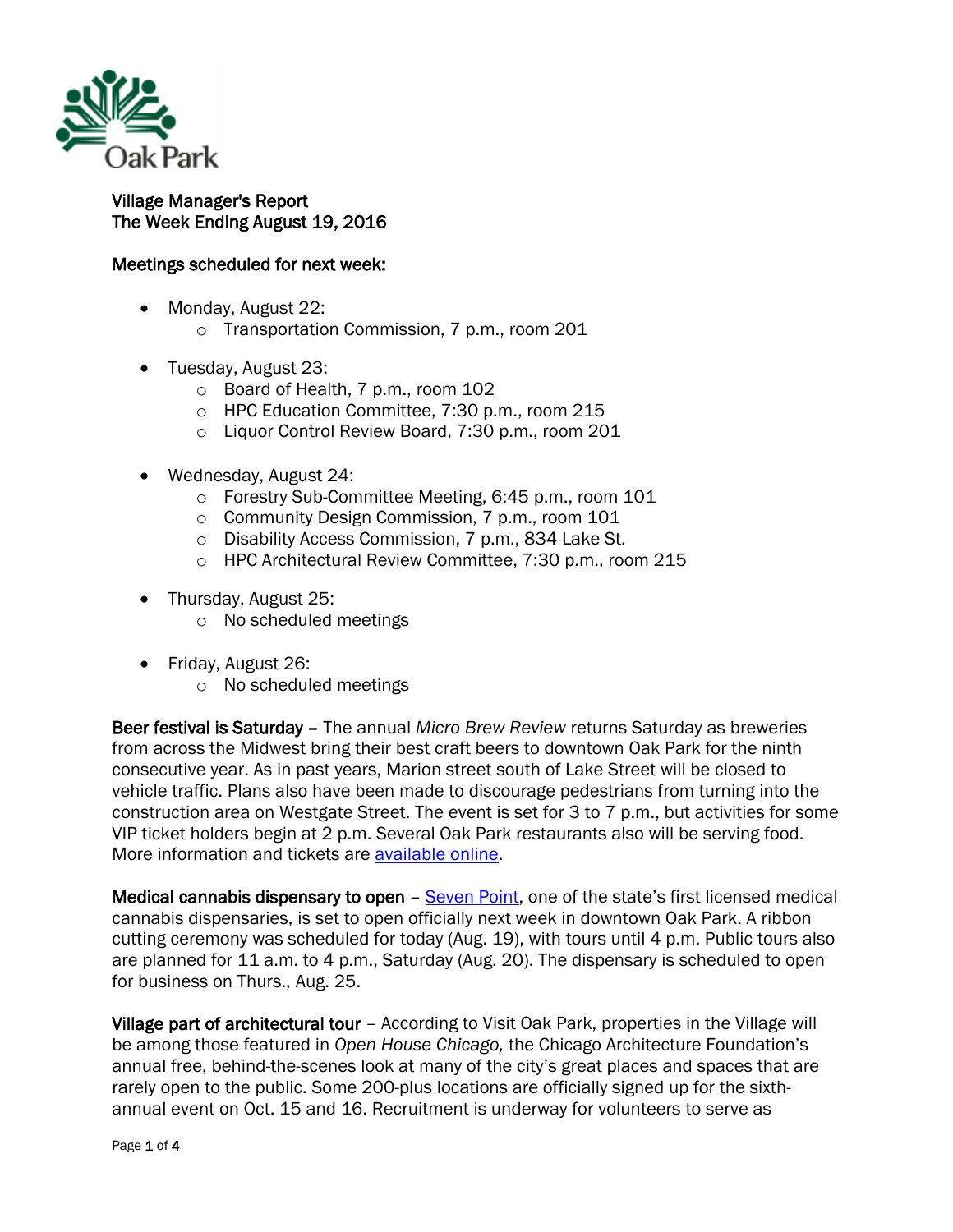Oak Park

# Village Manager's Report
## The Week Ending August 19, 2016

### Meetings scheduled for next week:

- Monday, August 22:
  - Transportation Commission, 7 p.m., room 201
- Tuesday, August 23:
  - Board of Health, 7 p.m., room 102
  - HPC Education Committee, 7:30 p.m., room 215
  - Liquor Control Review Board, 7:30 p.m., room 201
- Wednesday, August 24:
  - Forestry Sub-Committee Meeting, 6:45 p.m., room 101
  - Community Design Commission, 7 p.m., room 101
  - Disability Access Commission, 7 p.m., 834 Lake St.
  - HPC Architectural Review Committee, 7:30 p.m., room 215
- Thursday, August 25:
  - No scheduled meetings
- Friday, August 26:
  - No scheduled meetings

**Beer festival is Saturday** – The annual *Micro Brew Review* returns Saturday as breweries from across the Midwest bring their best craft beers to downtown Oak Park for the ninth consecutive year. As in past years, Marion street south of Lake Street will be closed to vehicle traffic. Plans also have been made to discourage pedestrians from turning into the construction area on Westgate Street. The event is set for 3 to 7 p.m., but activities for some VIP ticket holders begin at 2 p.m. Several Oak Park restaurants also will be serving food. More information and tickets are available online.

**Medical cannabis dispensary to open** – Seven Point, one of the state's first licensed medical cannabis dispensaries, is set to open officially next week in downtown Oak Park. A ribbon cutting ceremony was scheduled for today (Aug. 19), with tours until 4 p.m. Public tours also are planned for 11 a.m. to 4 p.m., Saturday (Aug. 20). The dispensary is scheduled to open for business on Thurs., Aug. 25.

**Village part of architectural tour** – According to Visit Oak Park, properties in the Village will be among those featured in *Open House Chicago,* the Chicago Architecture Foundation's annual free, behind-the-scenes look at many of the city's great places and spaces that are rarely open to the public. Some 200-plus locations are officially signed up for the sixth-annual event on Oct. 15 and 16. Recruitment is underway for volunteers to serve as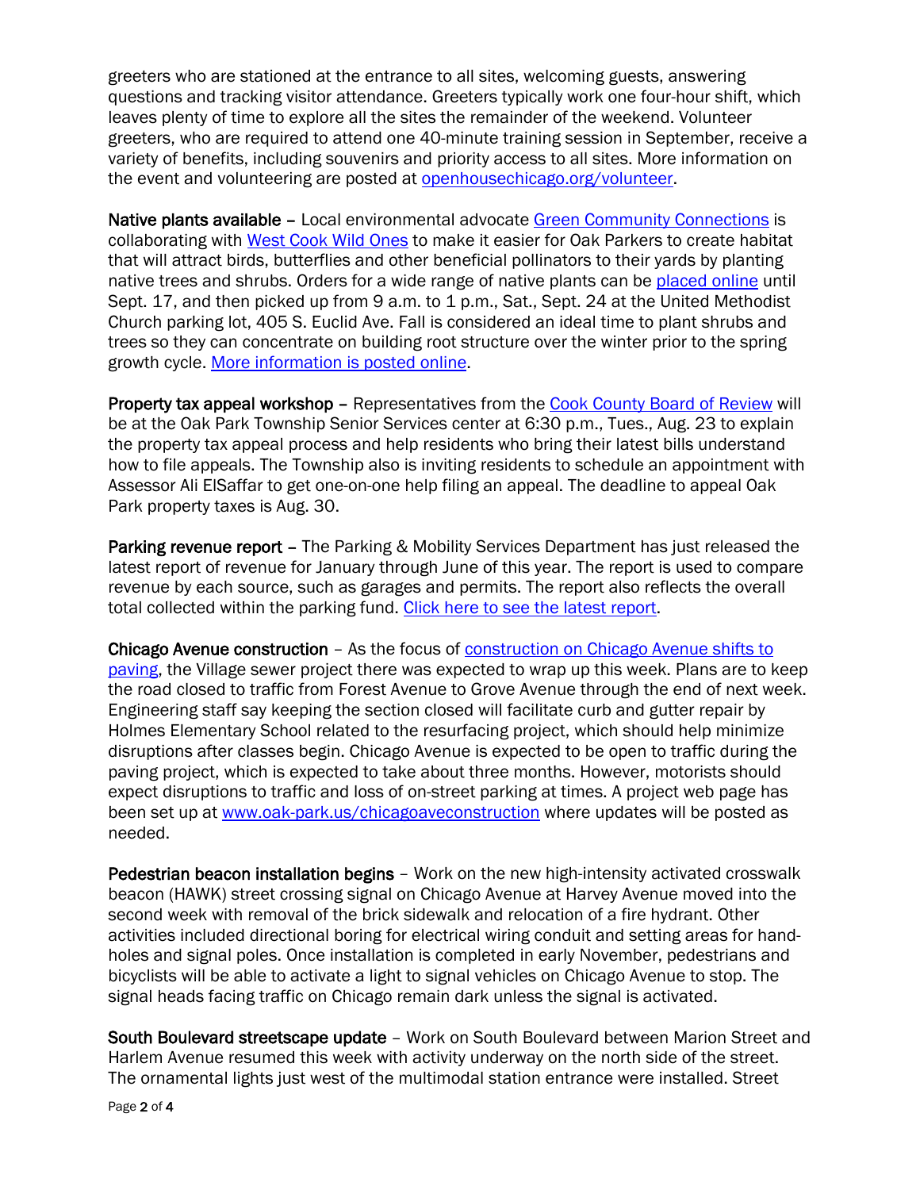greeters who are stationed at the entrance to all sites, welcoming guests, answering questions and tracking visitor attendance. Greeters typically work one four-hour shift, which leaves plenty of time to explore all the sites the remainder of the weekend. Volunteer greeters, who are required to attend one 40-minute training session in September, receive a variety of benefits, including souvenirs and priority access to all sites. More information on the event and volunteering are posted at openhousechicago.org/volunteer.

**Native plants available** – Local environmental advocate Green Community Connections is collaborating with West Cook Wild Ones to make it easier for Oak Parkers to create habitat that will attract birds, butterflies and other beneficial pollinators to their yards by planting native trees and shrubs. Orders for a wide range of native plants can be placed online until Sept. 17, and then picked up from 9 a.m. to 1 p.m., Sat., Sept. 24 at the United Methodist Church parking lot, 405 S. Euclid Ave. Fall is considered an ideal time to plant shrubs and trees so they can concentrate on building root structure over the winter prior to the spring growth cycle. More information is posted online.

**Property tax appeal workshop** – Representatives from the Cook County Board of Review will be at the Oak Park Township Senior Services center at 6:30 p.m., Tues., Aug. 23 to explain the property tax appeal process and help residents who bring their latest bills understand how to file appeals. The Township also is inviting residents to schedule an appointment with Assessor Ali ElSaffar to get one-on-one help filing an appeal. The deadline to appeal Oak Park property taxes is Aug. 30.

**Parking revenue report** – The Parking & Mobility Services Department has just released the latest report of revenue for January through June of this year. The report is used to compare revenue by each source, such as garages and permits. The report also reflects the overall total collected within the parking fund. Click here to see the latest report.

**Chicago Avenue construction** – As the focus of construction on Chicago Avenue shifts to paving, the Village sewer project there was expected to wrap up this week. Plans are to keep the road closed to traffic from Forest Avenue to Grove Avenue through the end of next week. Engineering staff say keeping the section closed will facilitate curb and gutter repair by Holmes Elementary School related to the resurfacing project, which should help minimize disruptions after classes begin. Chicago Avenue is expected to be open to traffic during the paving project, which is expected to take about three months. However, motorists should expect disruptions to traffic and loss of on-street parking at times. A project web page has been set up at www.oak-park.us/chicagoaveconstruction where updates will be posted as needed.

**Pedestrian beacon installation begins** – Work on the new high-intensity activated crosswalk beacon (HAWK) street crossing signal on Chicago Avenue at Harvey Avenue moved into the second week with removal of the brick sidewalk and relocation of a fire hydrant. Other activities included directional boring for electrical wiring conduit and setting areas for hand-holes and signal poles. Once installation is completed in early November, pedestrians and bicyclists will be able to activate a light to signal vehicles on Chicago Avenue to stop. The signal heads facing traffic on Chicago remain dark unless the signal is activated.

**South Boulevard streetscape update** – Work on South Boulevard between Marion Street and Harlem Avenue resumed this week with activity underway on the north side of the street. The ornamental lights just west of the multimodal station entrance were installed. Street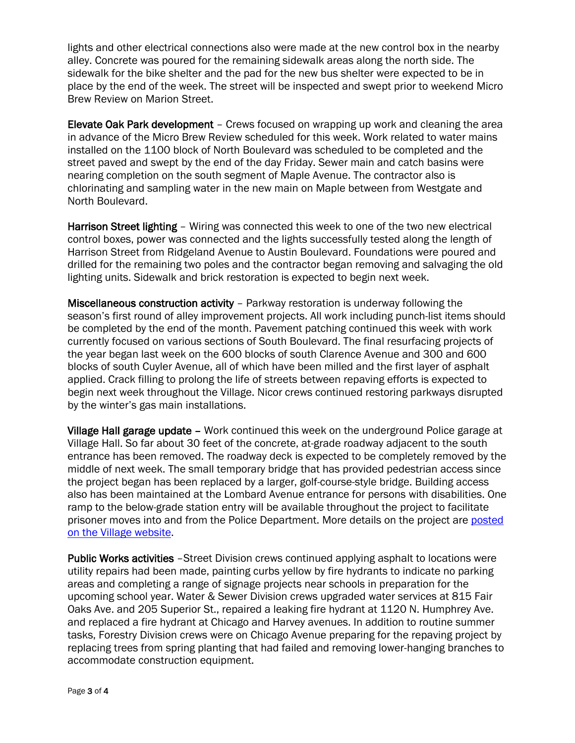lights and other electrical connections also were made at the new control box in the nearby alley. Concrete was poured for the remaining sidewalk areas along the north side. The sidewalk for the bike shelter and the pad for the new bus shelter were expected to be in place by the end of the week. The street will be inspected and swept prior to weekend Micro Brew Review on Marion Street.

**Elevate Oak Park development** – Crews focused on wrapping up work and cleaning the area in advance of the Micro Brew Review scheduled for this week. Work related to water mains installed on the 1100 block of North Boulevard was scheduled to be completed and the street paved and swept by the end of the day Friday. Sewer main and catch basins were nearing completion on the south segment of Maple Avenue. The contractor also is chlorinating and sampling water in the new main on Maple between from Westgate and North Boulevard.

**Harrison Street lighting** – Wiring was connected this week to one of the two new electrical control boxes, power was connected and the lights successfully tested along the length of Harrison Street from Ridgeland Avenue to Austin Boulevard. Foundations were poured and drilled for the remaining two poles and the contractor began removing and salvaging the old lighting units. Sidewalk and brick restoration is expected to begin next week.

**Miscellaneous construction activity** – Parkway restoration is underway following the season's first round of alley improvement projects. All work including punch-list items should be completed by the end of the month. Pavement patching continued this week with work currently focused on various sections of South Boulevard. The final resurfacing projects of the year began last week on the 600 blocks of south Clarence Avenue and 300 and 600 blocks of south Cuyler Avenue, all of which have been milled and the first layer of asphalt applied. Crack filling to prolong the life of streets between repaving efforts is expected to begin next week throughout the Village. Nicor crews continued restoring parkways disrupted by the winter's gas main installations.

**Village Hall garage update –** Work continued this week on the underground Police garage at Village Hall. So far about 30 feet of the concrete, at-grade roadway adjacent to the south entrance has been removed. The roadway deck is expected to be completely removed by the middle of next week. The small temporary bridge that has provided pedestrian access since the project began has been replaced by a larger, golf-course-style bridge. Building access also has been maintained at the Lombard Avenue entrance for persons with disabilities. One ramp to the below-grade station entry will be available throughout the project to facilitate prisoner moves into and from the Police Department. More details on the project are posted on the Village website.

**Public Works activities** –Street Division crews continued applying asphalt to locations were utility repairs had been made, painting curbs yellow by fire hydrants to indicate no parking areas and completing a range of signage projects near schools in preparation for the upcoming school year. Water & Sewer Division crews upgraded water services at 815 Fair Oaks Ave. and 205 Superior St., repaired a leaking fire hydrant at 1120 N. Humphrey Ave. and replaced a fire hydrant at Chicago and Harvey avenues. In addition to routine summer tasks, Forestry Division crews were on Chicago Avenue preparing for the repaving project by replacing trees from spring planting that had failed and removing lower-hanging branches to accommodate construction equipment.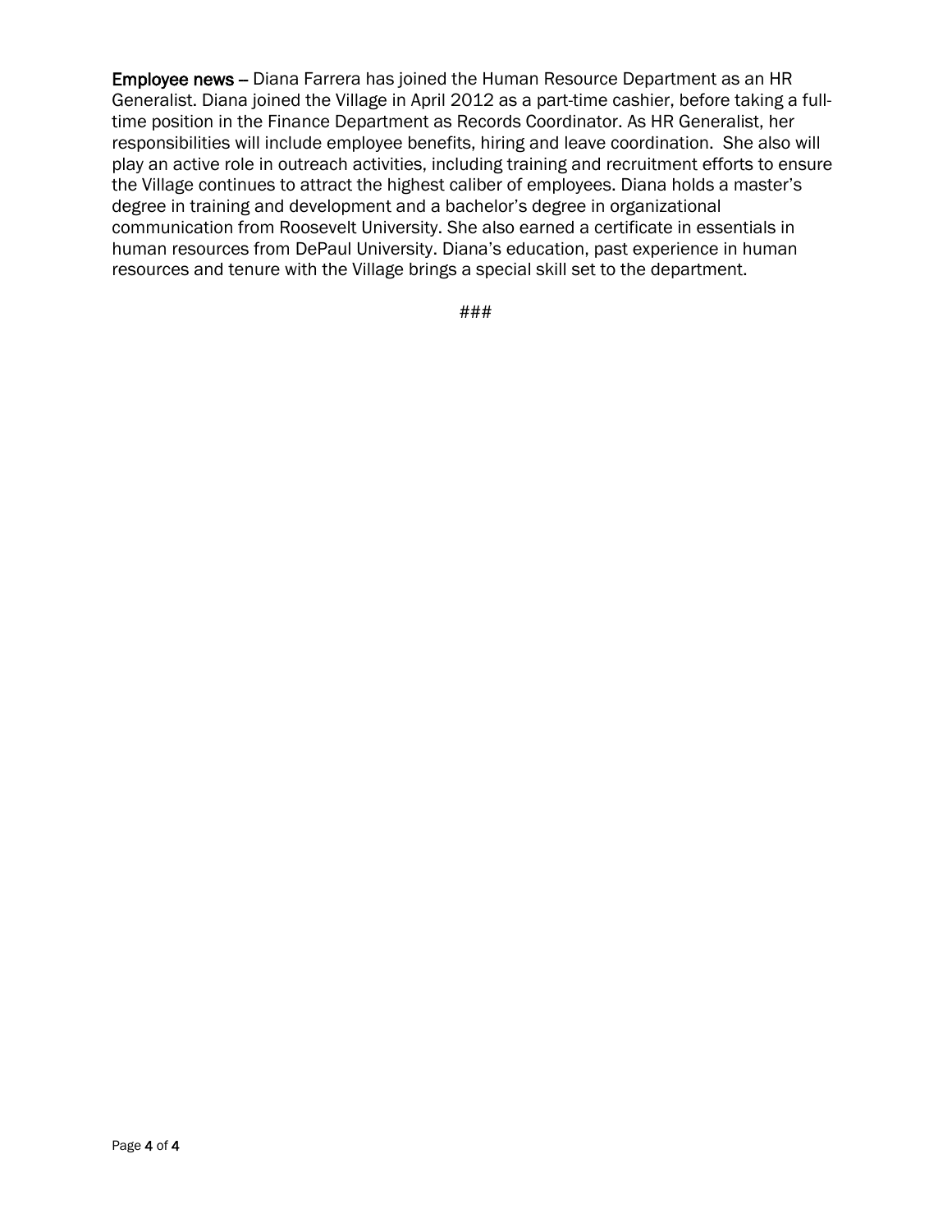**Employee news** – Diana Farrera has joined the Human Resource Department as an HR Generalist. Diana joined the Village in April 2012 as a part-time cashier, before taking a full-time position in the Finance Department as Records Coordinator. As HR Generalist, her responsibilities will include employee benefits, hiring and leave coordination. She also will play an active role in outreach activities, including training and recruitment efforts to ensure the Village continues to attract the highest caliber of employees. Diana holds a master's degree in training and development and a bachelor's degree in organizational communication from Roosevelt University. She also earned a certificate in essentials in human resources from DePaul University. Diana's education, past experience in human resources and tenure with the Village brings a special skill set to the department.

###